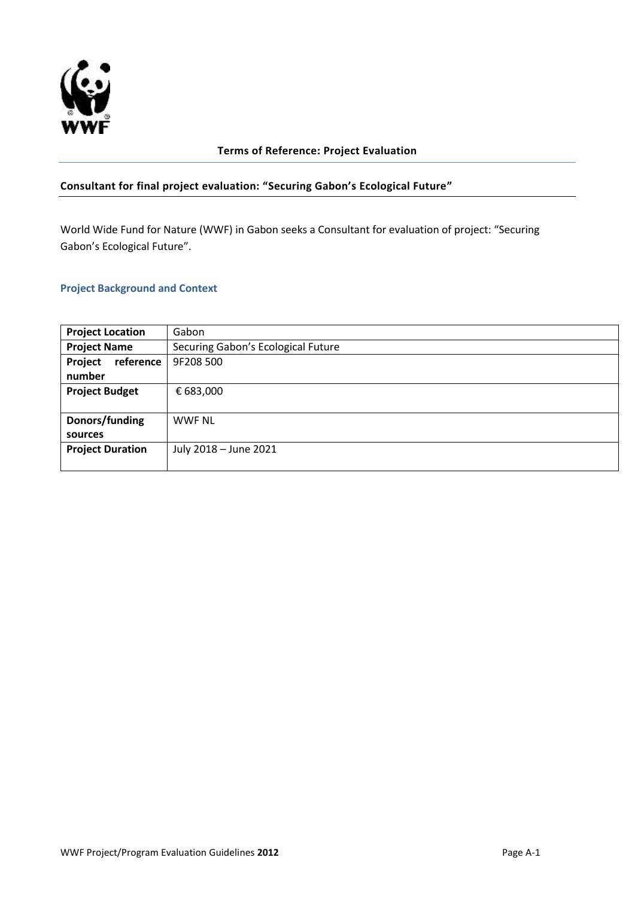## Terms of Reference: Project Evaluation

### Consultant for final project evaluation: "Securing Gabon's Ecological Future"

World Wide Fund for Nature (WWF) in Gabon seeks a Consultant for evaluation of project: "Securing Gabon's Ecological Future".

### Project Background and Context

| | |
|---|---|
| **Project Location** | Gabon |
| **Project Name** | Securing Gabon's Ecological Future |
| **Project reference number** | 9F208 500 |
| **Project Budget** | € 683,000 |
| **Donors/funding sources** | WWF NL |
| **Project Duration** | July 2018 – June 2021 |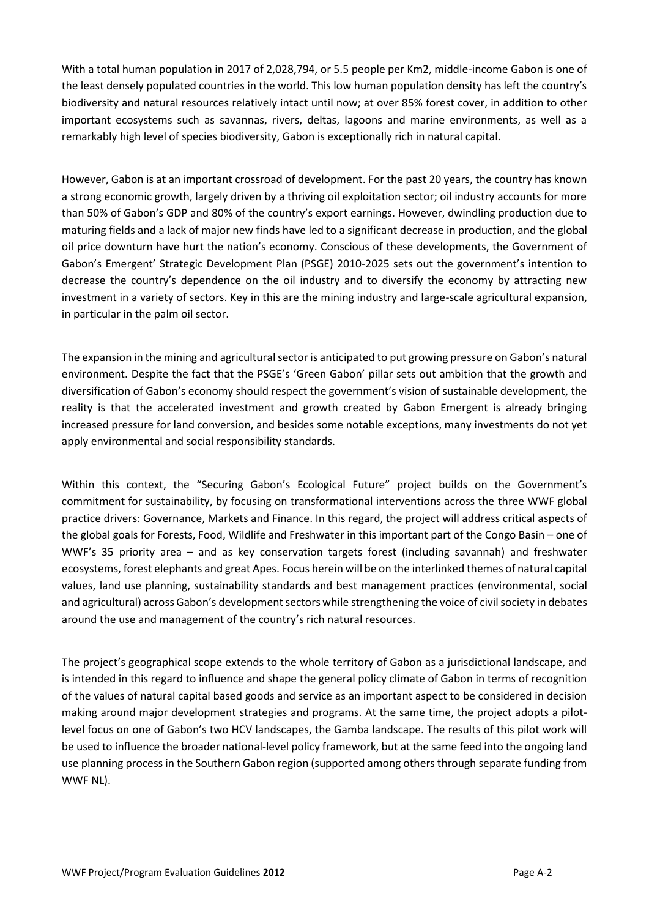With a total human population in 2017 of 2,028,794, or 5.5 people per Km2, middle-income Gabon is one of the least densely populated countries in the world. This low human population density has left the country's biodiversity and natural resources relatively intact until now; at over 85% forest cover, in addition to other important ecosystems such as savannas, rivers, deltas, lagoons and marine environments, as well as a remarkably high level of species biodiversity, Gabon is exceptionally rich in natural capital.

However, Gabon is at an important crossroad of development. For the past 20 years, the country has known a strong economic growth, largely driven by a thriving oil exploitation sector; oil industry accounts for more than 50% of Gabon's GDP and 80% of the country's export earnings. However, dwindling production due to maturing fields and a lack of major new finds have led to a significant decrease in production, and the global oil price downturn have hurt the nation's economy. Conscious of these developments, the Government of Gabon's Emergent' Strategic Development Plan (PSGE) 2010-2025 sets out the government's intention to decrease the country's dependence on the oil industry and to diversify the economy by attracting new investment in a variety of sectors. Key in this are the mining industry and large-scale agricultural expansion, in particular in the palm oil sector.

The expansion in the mining and agricultural sector is anticipated to put growing pressure on Gabon's natural environment. Despite the fact that the PSGE's 'Green Gabon' pillar sets out ambition that the growth and diversification of Gabon's economy should respect the government's vision of sustainable development, the reality is that the accelerated investment and growth created by Gabon Emergent is already bringing increased pressure for land conversion, and besides some notable exceptions, many investments do not yet apply environmental and social responsibility standards.

Within this context, the "Securing Gabon's Ecological Future" project builds on the Government's commitment for sustainability, by focusing on transformational interventions across the three WWF global practice drivers: Governance, Markets and Finance. In this regard, the project will address critical aspects of the global goals for Forests, Food, Wildlife and Freshwater in this important part of the Congo Basin – one of WWF's 35 priority area – and as key conservation targets forest (including savannah) and freshwater ecosystems, forest elephants and great Apes. Focus herein will be on the interlinked themes of natural capital values, land use planning, sustainability standards and best management practices (environmental, social and agricultural) across Gabon's development sectors while strengthening the voice of civil society in debates around the use and management of the country's rich natural resources.

The project's geographical scope extends to the whole territory of Gabon as a jurisdictional landscape, and is intended in this regard to influence and shape the general policy climate of Gabon in terms of recognition of the values of natural capital based goods and service as an important aspect to be considered in decision making around major development strategies and programs. At the same time, the project adopts a pilot-level focus on one of Gabon's two HCV landscapes, the Gamba landscape. The results of this pilot work will be used to influence the broader national-level policy framework, but at the same feed into the ongoing land use planning process in the Southern Gabon region (supported among others through separate funding from WWF NL).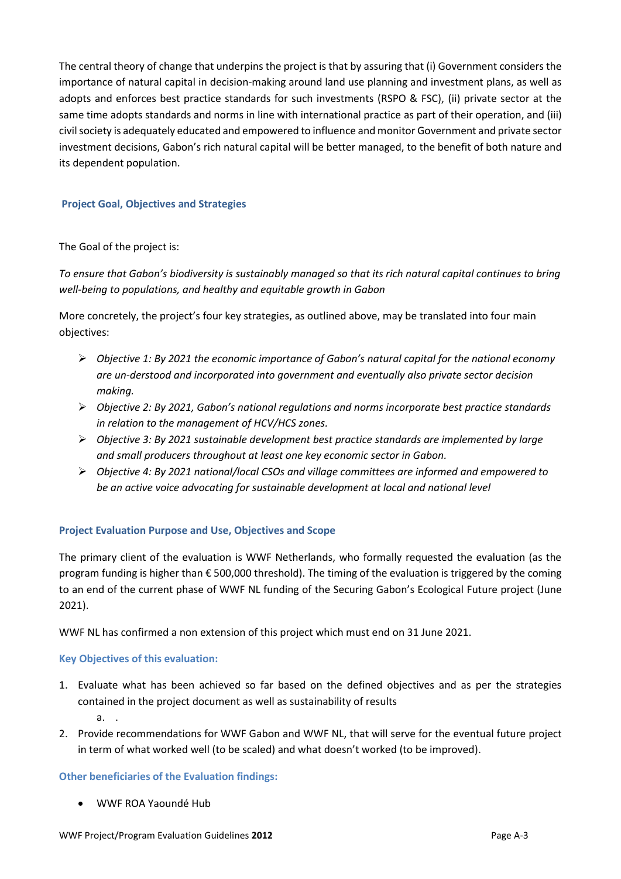The central theory of change that underpins the project is that by assuring that (i) Government considers the importance of natural capital in decision-making around land use planning and investment plans, as well as adopts and enforces best practice standards for such investments (RSPO & FSC), (ii) private sector at the same time adopts standards and norms in line with international practice as part of their operation, and (iii) civil society is adequately educated and empowered to influence and monitor Government and private sector investment decisions, Gabon's rich natural capital will be better managed, to the benefit of both nature and its dependent population.

### Project Goal, Objectives and Strategies

The Goal of the project is:

*To ensure that Gabon's biodiversity is sustainably managed so that its rich natural capital continues to bring well-being to populations, and healthy and equitable growth in Gabon*

More concretely, the project's four key strategies, as outlined above, may be translated into four main objectives:

- *Objective 1: By 2021 the economic importance of Gabon's natural capital for the national economy are un-derstood and incorporated into government and eventually also private sector decision making.*
- *Objective 2: By 2021, Gabon's national regulations and norms incorporate best practice standards in relation to the management of HCV/HCS zones.*
- *Objective 3: By 2021 sustainable development best practice standards are implemented by large and small producers throughout at least one key economic sector in Gabon.*
- *Objective 4: By 2021 national/local CSOs and village committees are informed and empowered to be an active voice advocating for sustainable development at local and national level*

### Project Evaluation Purpose and Use, Objectives and Scope

The primary client of the evaluation is WWF Netherlands, who formally requested the evaluation (as the program funding is higher than € 500,000 threshold). The timing of the evaluation is triggered by the coming to an end of the current phase of WWF NL funding of the Securing Gabon's Ecological Future project (June 2021).

WWF NL has confirmed a non extension of this project which must end on 31 June 2021.

#### Key Objectives of this evaluation:

1. Evaluate what has been achieved so far based on the defined objectives and as per the strategies contained in the project document as well as sustainability of results
   a. .
2. Provide recommendations for WWF Gabon and WWF NL, that will serve for the eventual future project in term of what worked well (to be scaled) and what doesn't worked (to be improved).

#### Other beneficiaries of the Evaluation findings:

- WWF ROA Yaoundé Hub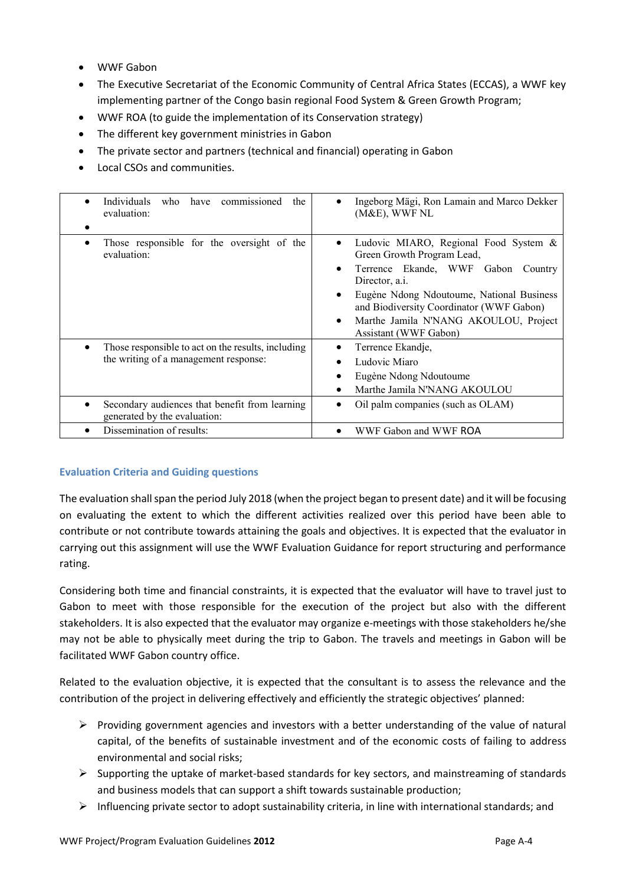- WWF Gabon
- The Executive Secretariat of the Economic Community of Central Africa States (ECCAS), a WWF key implementing partner of the Congo basin regional Food System & Green Growth Program;
- WWF ROA (to guide the implementation of its Conservation strategy)
- The different key government ministries in Gabon
- The private sector and partners (technical and financial) operating in Gabon
- Local CSOs and communities.

| | |
|---|---|
| • Individuals who have commissioned the evaluation:<br>• | • Ingeborg Mägi, Ron Lamain and Marco Dekker (M&E), WWF NL |
| • Those responsible for the oversight of the evaluation: | • Ludovic MIARO, Regional Food System & Green Growth Program Lead,<br>• Terrence Ekande, WWF Gabon Country Director, a.i.<br>• Eugène Ndong Ndoutoume, National Business and Biodiversity Coordinator (WWF Gabon)<br>• Marthe Jamila N'NANG AKOULOU, Project Assistant (WWF Gabon) |
| • Those responsible to act on the results, including the writing of a management response: | • Terrence Ekandje,<br>• Ludovic Miaro<br>• Eugène Ndong Ndoutoume<br>• Marthe Jamila N'NANG AKOULOU |
| • Secondary audiences that benefit from learning generated by the evaluation: | • Oil palm companies (such as OLAM) |
| • Dissemination of results: | • WWF Gabon and WWF ROA |

### Evaluation Criteria and Guiding questions

The evaluation shall span the period July 2018 (when the project began to present date) and it will be focusing on evaluating the extent to which the different activities realized over this period have been able to contribute or not contribute towards attaining the goals and objectives. It is expected that the evaluator in carrying out this assignment will use the WWF Evaluation Guidance for report structuring and performance rating.

Considering both time and financial constraints, it is expected that the evaluator will have to travel just to Gabon to meet with those responsible for the execution of the project but also with the different stakeholders. It is also expected that the evaluator may organize e-meetings with those stakeholders he/she may not be able to physically meet during the trip to Gabon. The travels and meetings in Gabon will be facilitated WWF Gabon country office.

Related to the evaluation objective, it is expected that the consultant is to assess the relevance and the contribution of the project in delivering effectively and efficiently the strategic objectives' planned:

- Providing government agencies and investors with a better understanding of the value of natural capital, of the benefits of sustainable investment and of the economic costs of failing to address environmental and social risks;
- Supporting the uptake of market-based standards for key sectors, and mainstreaming of standards and business models that can support a shift towards sustainable production;
- Influencing private sector to adopt sustainability criteria, in line with international standards; and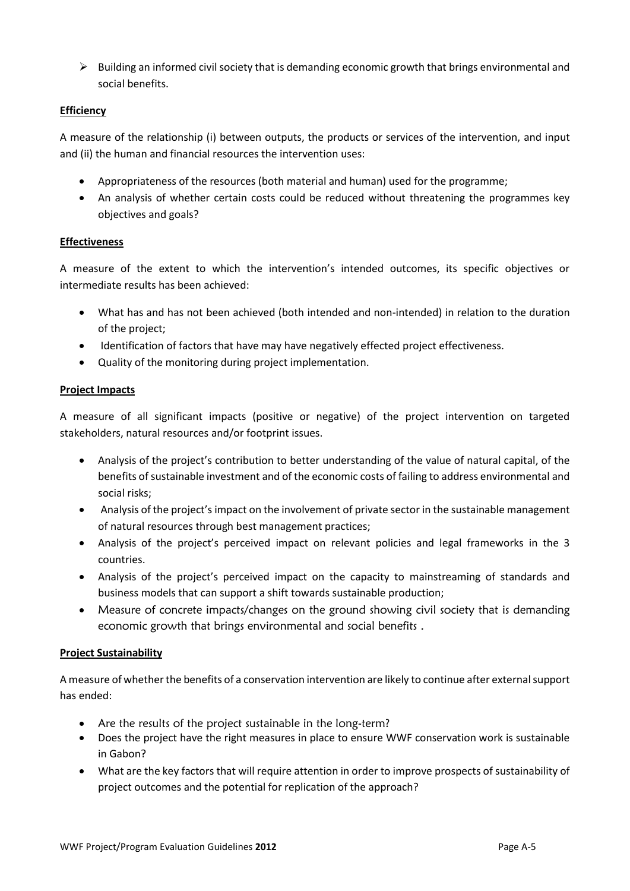- Building an informed civil society that is demanding economic growth that brings environmental and social benefits.

**Efficiency**

A measure of the relationship (i) between outputs, the products or services of the intervention, and input and (ii) the human and financial resources the intervention uses:

- Appropriateness of the resources (both material and human) used for the programme;
- An analysis of whether certain costs could be reduced without threatening the programmes key objectives and goals?

**Effectiveness**

A measure of the extent to which the intervention's intended outcomes, its specific objectives or intermediate results has been achieved:

- What has and has not been achieved (both intended and non-intended) in relation to the duration of the project;
- Identification of factors that have may have negatively effected project effectiveness.
- Quality of the monitoring during project implementation.

**Project Impacts**

A measure of all significant impacts (positive or negative) of the project intervention on targeted stakeholders, natural resources and/or footprint issues.

- Analysis of the project's contribution to better understanding of the value of natural capital, of the benefits of sustainable investment and of the economic costs of failing to address environmental and social risks;
- Analysis of the project's impact on the involvement of private sector in the sustainable management of natural resources through best management practices;
- Analysis of the project's perceived impact on relevant policies and legal frameworks in the 3 countries.
- Analysis of the project's perceived impact on the capacity to mainstreaming of standards and business models that can support a shift towards sustainable production;
- Measure of concrete impacts/changes on the ground showing civil society that is demanding economic growth that brings environmental and social benefits .

**Project Sustainability**

A measure of whether the benefits of a conservation intervention are likely to continue after external support has ended:

- Are the results of the project sustainable in the long-term?
- Does the project have the right measures in place to ensure WWF conservation work is sustainable in Gabon?
- What are the key factors that will require attention in order to improve prospects of sustainability of project outcomes and the potential for replication of the approach?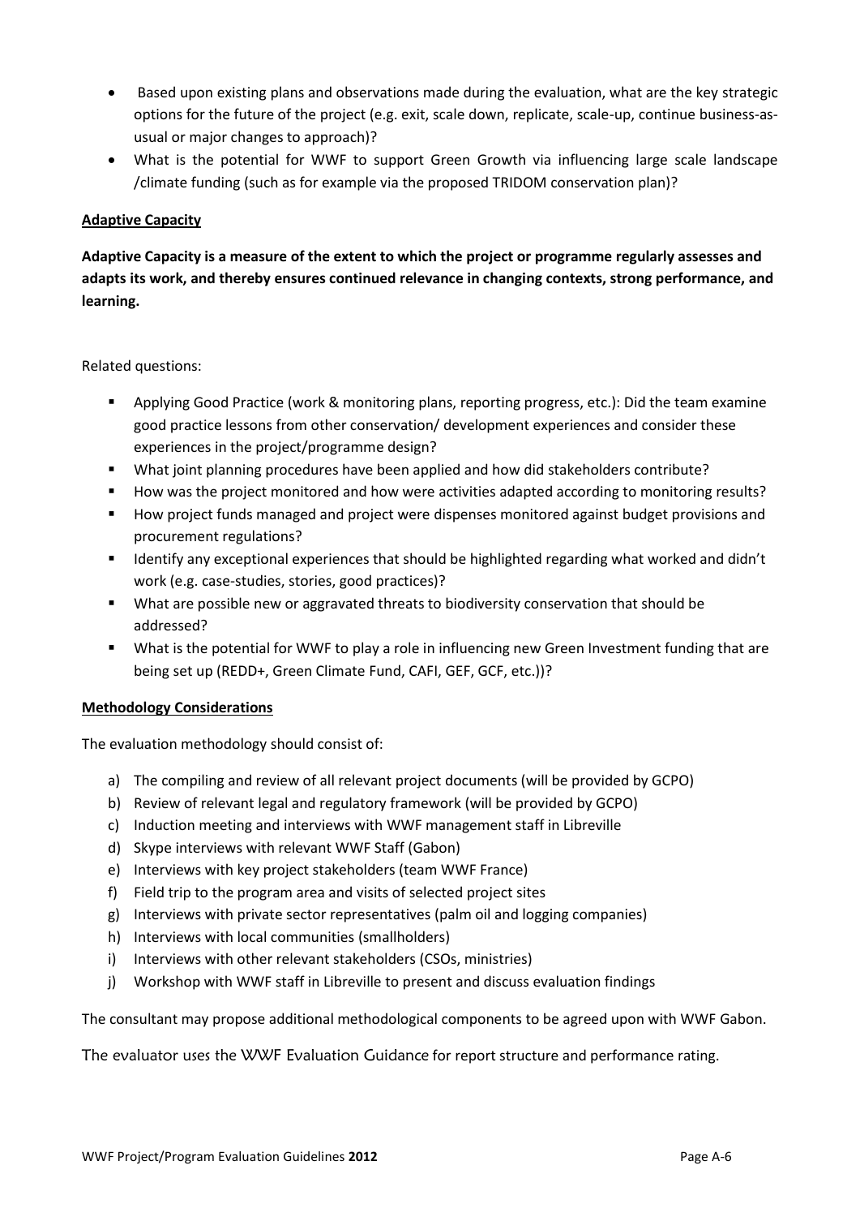- Based upon existing plans and observations made during the evaluation, what are the key strategic options for the future of the project (e.g. exit, scale down, replicate, scale-up, continue business-as-usual or major changes to approach)?
- What is the potential for WWF to support Green Growth via influencing large scale landscape /climate funding (such as for example via the proposed TRIDOM conservation plan)?

**Adaptive Capacity**

**Adaptive Capacity is a measure of the extent to which the project or programme regularly assesses and adapts its work, and thereby ensures continued relevance in changing contexts, strong performance, and learning.**

Related questions:

- Applying Good Practice (work & monitoring plans, reporting progress, etc.): Did the team examine good practice lessons from other conservation/ development experiences and consider these experiences in the project/programme design?
- What joint planning procedures have been applied and how did stakeholders contribute?
- How was the project monitored and how were activities adapted according to monitoring results?
- How project funds managed and project were dispenses monitored against budget provisions and procurement regulations?
- Identify any exceptional experiences that should be highlighted regarding what worked and didn't work (e.g. case-studies, stories, good practices)?
- What are possible new or aggravated threats to biodiversity conservation that should be addressed?
- What is the potential for WWF to play a role in influencing new Green Investment funding that are being set up (REDD+, Green Climate Fund, CAFI, GEF, GCF, etc.))?

**Methodology Considerations**

The evaluation methodology should consist of:

a) The compiling and review of all relevant project documents (will be provided by GCPO)
b) Review of relevant legal and regulatory framework (will be provided by GCPO)
c) Induction meeting and interviews with WWF management staff in Libreville
d) Skype interviews with relevant WWF Staff (Gabon)
e) Interviews with key project stakeholders (team WWF France)
f) Field trip to the program area and visits of selected project sites
g) Interviews with private sector representatives (palm oil and logging companies)
h) Interviews with local communities (smallholders)
i) Interviews with other relevant stakeholders (CSOs, ministries)
j) Workshop with WWF staff in Libreville to present and discuss evaluation findings

The consultant may propose additional methodological components to be agreed upon with WWF Gabon.

The evaluator uses the WWF Evaluation Guidance for report structure and performance rating.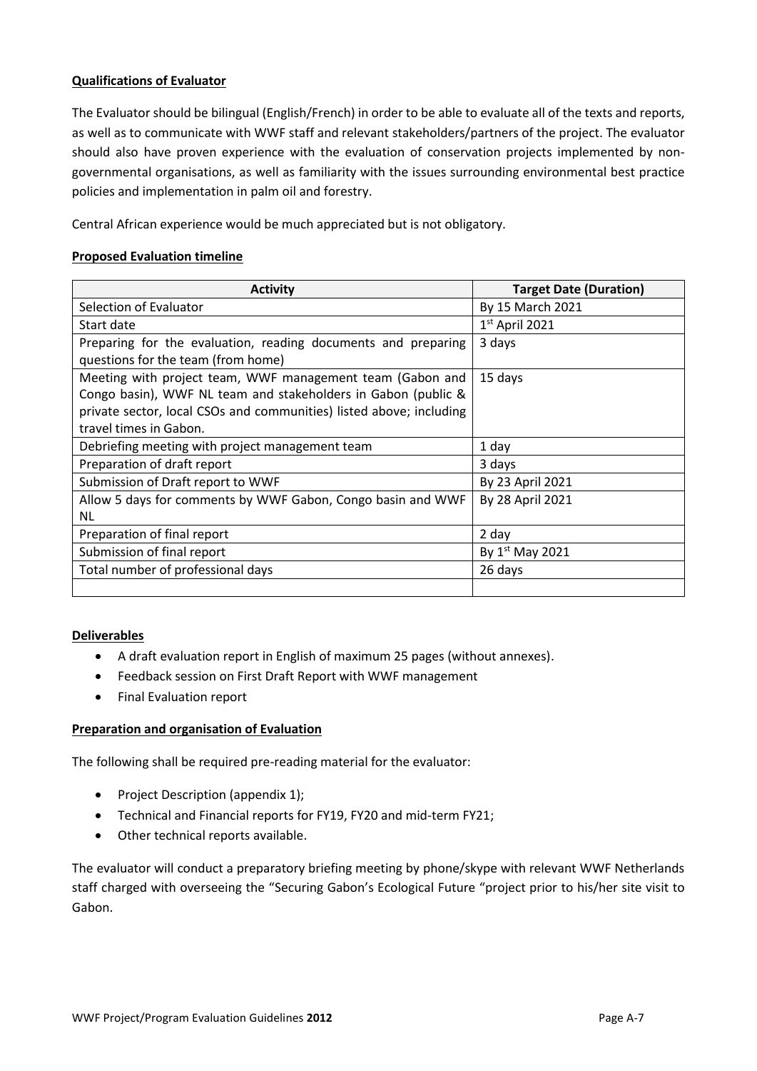**Qualifications of Evaluator**

The Evaluator should be bilingual (English/French) in order to be able to evaluate all of the texts and reports, as well as to communicate with WWF staff and relevant stakeholders/partners of the project. The evaluator should also have proven experience with the evaluation of conservation projects implemented by non-governmental organisations, as well as familiarity with the issues surrounding environmental best practice policies and implementation in palm oil and forestry.

Central African experience would be much appreciated but is not obligatory.

**Proposed Evaluation timeline**

| Activity | Target Date (Duration) |
|---|---|
| Selection of Evaluator | By 15 March 2021 |
| Start date | 1st April 2021 |
| Preparing for the evaluation, reading documents and preparing questions for the team (from home) | 3 days |
| Meeting with project team, WWF management team (Gabon and Congo basin), WWF NL team and stakeholders in Gabon (public & private sector, local CSOs and communities) listed above; including travel times in Gabon. | 15 days |
| Debriefing meeting with project management team | 1 day |
| Preparation of draft report | 3 days |
| Submission of Draft report to WWF | By 23 April 2021 |
| Allow 5 days for comments by WWF Gabon, Congo basin and WWF NL | By 28 April 2021 |
| Preparation of final report | 2 day |
| Submission of final report | By 1st May 2021 |
| Total number of professional days | 26 days |
| | |

**Deliverables**

- A draft evaluation report in English of maximum 25 pages (without annexes).
- Feedback session on First Draft Report with WWF management
- Final Evaluation report

**Preparation and organisation of Evaluation**

The following shall be required pre-reading material for the evaluator:

- Project Description (appendix 1);
- Technical and Financial reports for FY19, FY20 and mid-term FY21;
- Other technical reports available.

The evaluator will conduct a preparatory briefing meeting by phone/skype with relevant WWF Netherlands staff charged with overseeing the "Securing Gabon's Ecological Future "project prior to his/her site visit to Gabon.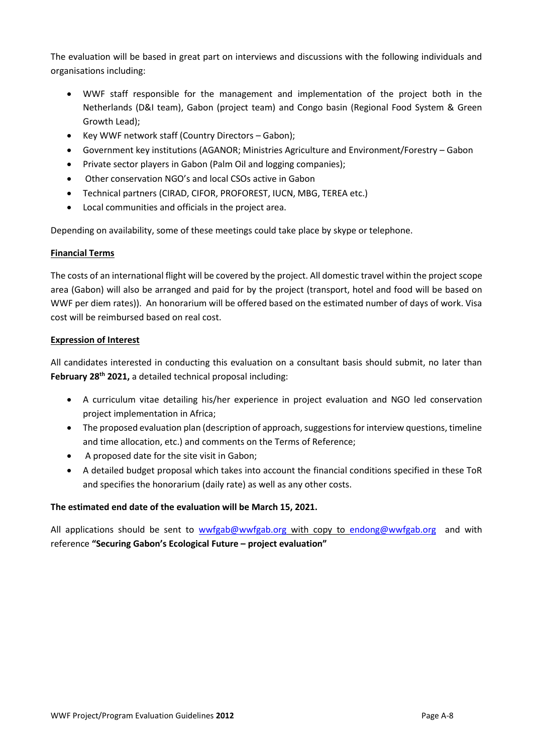The evaluation will be based in great part on interviews and discussions with the following individuals and organisations including:

- WWF staff responsible for the management and implementation of the project both in the Netherlands (D&I team), Gabon (project team) and Congo basin (Regional Food System & Green Growth Lead);
- Key WWF network staff (Country Directors – Gabon);
- Government key institutions (AGANOR; Ministries Agriculture and Environment/Forestry – Gabon
- Private sector players in Gabon (Palm Oil and logging companies);
- Other conservation NGO's and local CSOs active in Gabon
- Technical partners (CIRAD, CIFOR, PROFOREST, IUCN, MBG, TEREA etc.)
- Local communities and officials in the project area.

Depending on availability, some of these meetings could take place by skype or telephone.

**Financial Terms**

The costs of an international flight will be covered by the project. All domestic travel within the project scope area (Gabon) will also be arranged and paid for by the project (transport, hotel and food will be based on WWF per diem rates)). An honorarium will be offered based on the estimated number of days of work. Visa cost will be reimbursed based on real cost.

**Expression of Interest**

All candidates interested in conducting this evaluation on a consultant basis should submit, no later than **February 28th 2021,** a detailed technical proposal including:

- A curriculum vitae detailing his/her experience in project evaluation and NGO led conservation project implementation in Africa;
- The proposed evaluation plan (description of approach, suggestions for interview questions, timeline and time allocation, etc.) and comments on the Terms of Reference;
- A proposed date for the site visit in Gabon;
- A detailed budget proposal which takes into account the financial conditions specified in these ToR and specifies the honorarium (daily rate) as well as any other costs.

**The estimated end date of the evaluation will be March 15, 2021.**

All applications should be sent to wwfgab@wwfgab.org with copy to endong@wwfgab.org and with reference **"Securing Gabon's Ecological Future – project evaluation"**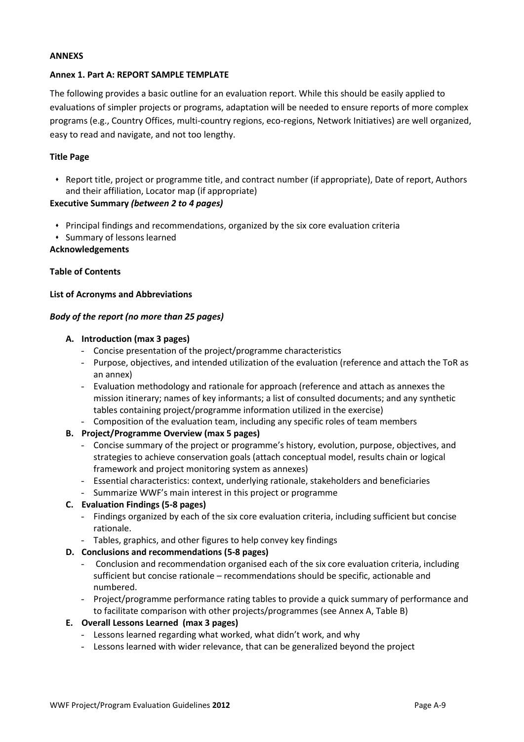**ANNEXS**

**Annex 1. Part A: REPORT SAMPLE TEMPLATE**

The following provides a basic outline for an evaluation report. While this should be easily applied to evaluations of simpler projects or programs, adaptation will be needed to ensure reports of more complex programs (e.g., Country Offices, multi-country regions, eco-regions, Network Initiatives) are well organized, easy to read and navigate, and not too lengthy.

**Title Page**

- Report title, project or programme title, and contract number (if appropriate), Date of report, Authors and their affiliation, Locator map (if appropriate)

**Executive Summary** ***(between 2 to 4 pages)***

- Principal findings and recommendations, organized by the six core evaluation criteria
- Summary of lessons learned

**Acknowledgements**

**Table of Contents**

**List of Acronyms and Abbreviations**

***Body of the report (no more than 25 pages)***

**A. Introduction (max 3 pages)**
- Concise presentation of the project/programme characteristics
- Purpose, objectives, and intended utilization of the evaluation (reference and attach the ToR as an annex)
- Evaluation methodology and rationale for approach (reference and attach as annexes the mission itinerary; names of key informants; a list of consulted documents; and any synthetic tables containing project/programme information utilized in the exercise)
- Composition of the evaluation team, including any specific roles of team members

**B. Project/Programme Overview (max 5 pages)**
- Concise summary of the project or programme's history, evolution, purpose, objectives, and strategies to achieve conservation goals (attach conceptual model, results chain or logical framework and project monitoring system as annexes)
- Essential characteristics: context, underlying rationale, stakeholders and beneficiaries
- Summarize WWF's main interest in this project or programme

**C. Evaluation Findings (5-8 pages)**
- Findings organized by each of the six core evaluation criteria, including sufficient but concise rationale.
- Tables, graphics, and other figures to help convey key findings

**D. Conclusions and recommendations (5-8 pages)**
- Conclusion and recommendation organised each of the six core evaluation criteria, including sufficient but concise rationale – recommendations should be specific, actionable and numbered.
- Project/programme performance rating tables to provide a quick summary of performance and to facilitate comparison with other projects/programmes (see Annex A, Table B)

**E. Overall Lessons Learned (max 3 pages)**
- Lessons learned regarding what worked, what didn't work, and why
- Lessons learned with wider relevance, that can be generalized beyond the project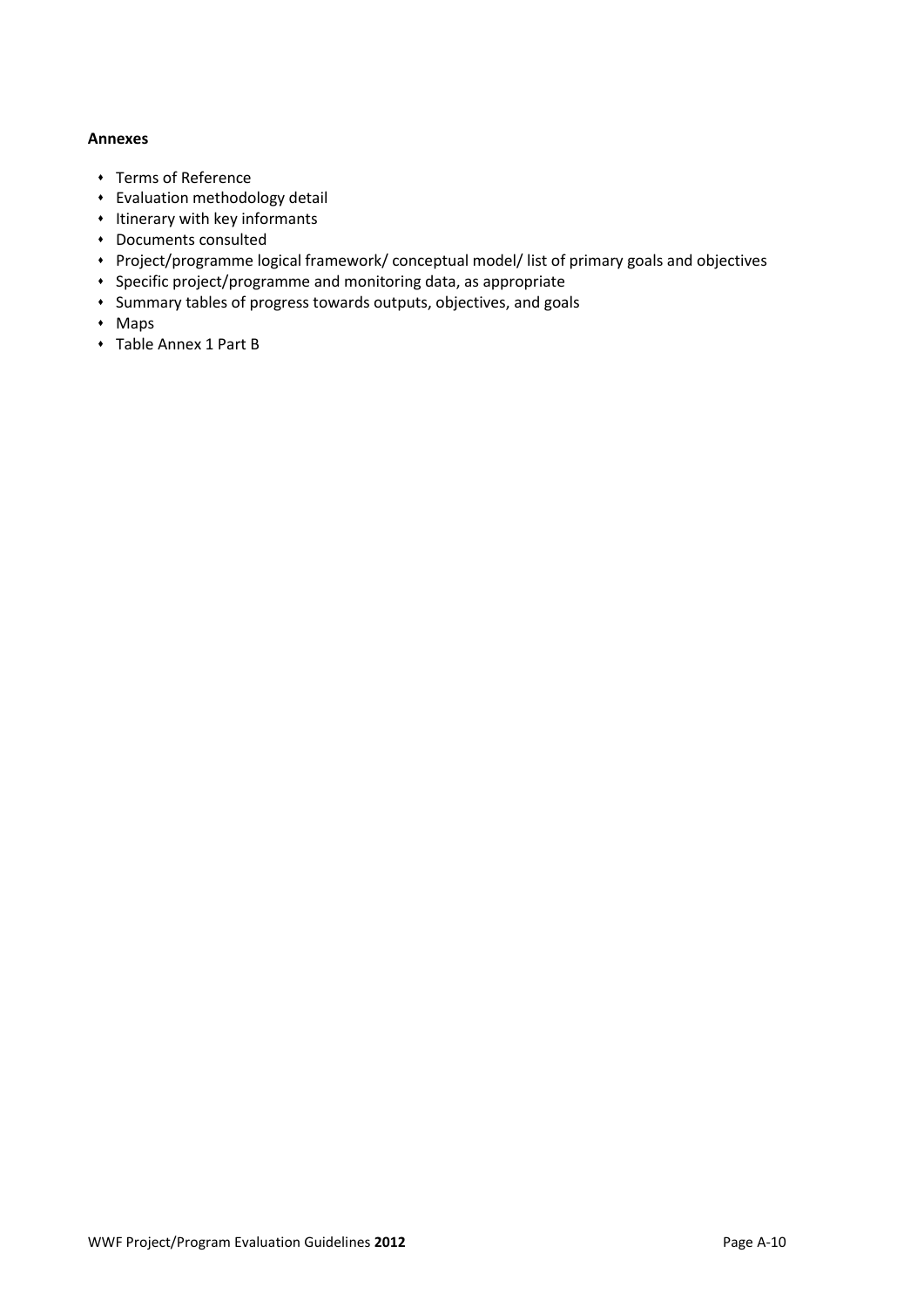**Annexes**

- Terms of Reference
- Evaluation methodology detail
- Itinerary with key informants
- Documents consulted
- Project/programme logical framework/ conceptual model/ list of primary goals and objectives
- Specific project/programme and monitoring data, as appropriate
- Summary tables of progress towards outputs, objectives, and goals
- Maps
- Table Annex 1 Part B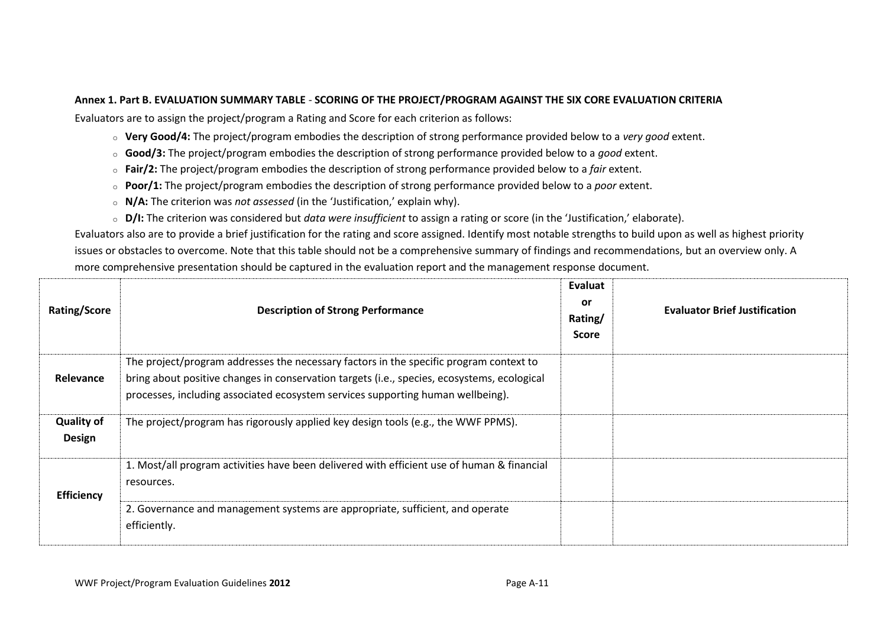**Annex 1. Part B. EVALUATION SUMMARY TABLE - SCORING OF THE PROJECT/PROGRAM AGAINST THE SIX CORE EVALUATION CRITERIA**

Evaluators are to assign the project/program a Rating and Score for each criterion as follows:

- **Very Good/4:** The project/program embodies the description of strong performance provided below to a *very good* extent.
- **Good/3:** The project/program embodies the description of strong performance provided below to a *good* extent.
- **Fair/2:** The project/program embodies the description of strong performance provided below to a *fair* extent.
- **Poor/1:** The project/program embodies the description of strong performance provided below to a *poor* extent.
- **N/A:** The criterion was *not assessed* (in the 'Justification,' explain why).
- **D/I:** The criterion was considered but *data were insufficient* to assign a rating or score (in the 'Justification,' elaborate).

Evaluators also are to provide a brief justification for the rating and score assigned. Identify most notable strengths to build upon as well as highest priority issues or obstacles to overcome. Note that this table should not be a comprehensive summary of findings and recommendations, but an overview only. A more comprehensive presentation should be captured in the evaluation report and the management response document.

| Rating/Score | Description of Strong Performance | Evaluator Rating/ Score | Evaluator Brief Justification |
|---|---|---|---|
| **Relevance** | The project/program addresses the necessary factors in the specific program context to bring about positive changes in conservation targets (i.e., species, ecosystems, ecological processes, including associated ecosystem services supporting human wellbeing). | | |
| **Quality of Design** | The project/program has rigorously applied key design tools (e.g., the WWF PPMS). | | |
| **Efficiency** | 1. Most/all program activities have been delivered with efficient use of human & financial resources. | | |
| | 2. Governance and management systems are appropriate, sufficient, and operate efficiently. | | |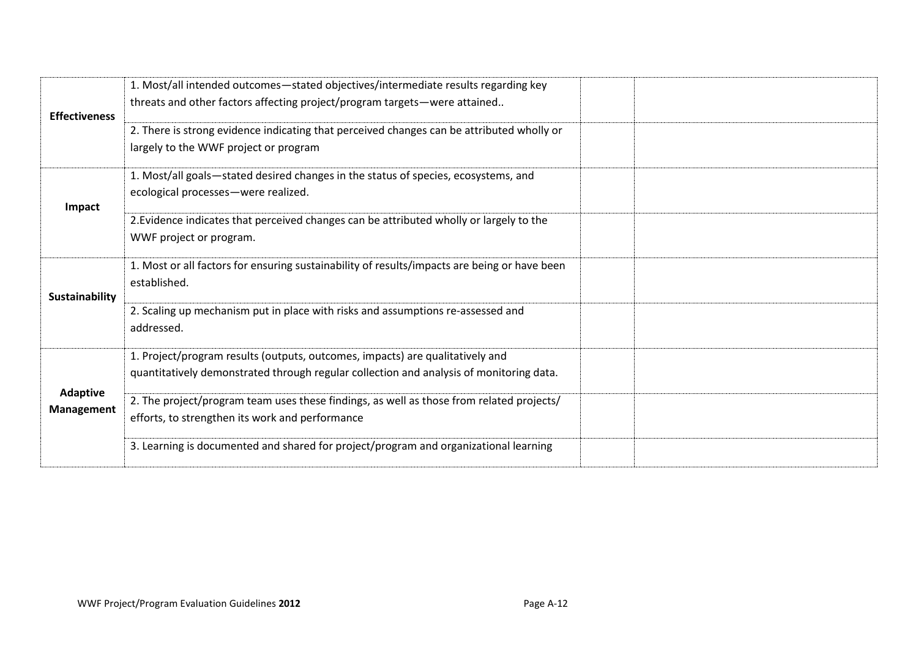| | | | |
|---|---|---|---|
| **Effectiveness** | 1. Most/all intended outcomes—stated objectives/intermediate results regarding key threats and other factors affecting project/program targets—were attained.. | | |
| | 2. There is strong evidence indicating that perceived changes can be attributed wholly or largely to the WWF project or program | | |
| **Impact** | 1. Most/all goals—stated desired changes in the status of species, ecosystems, and ecological processes—were realized. | | |
| | 2.Evidence indicates that perceived changes can be attributed wholly or largely to the WWF project or program. | | |
| **Sustainability** | 1. Most or all factors for ensuring sustainability of results/impacts are being or have been established. | | |
| | 2. Scaling up mechanism put in place with risks and assumptions re-assessed and addressed. | | |
| **Adaptive Management** | 1. Project/program results (outputs, outcomes, impacts) are qualitatively and quantitatively demonstrated through regular collection and analysis of monitoring data. | | |
| | 2. The project/program team uses these findings, as well as those from related projects/ efforts, to strengthen its work and performance | | |
| | 3. Learning is documented and shared for project/program and organizational learning | | |